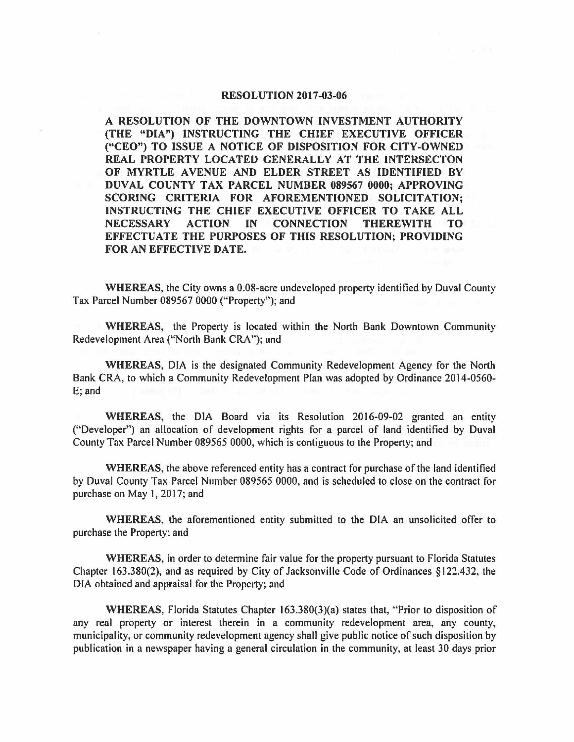# RESOLUTION 2017-03-06

**A RESOLUTION OF THE DOWNTOWN INVESTMENT AUTHORITY (THE "DIA") INSTRUCTING THE CHIEF EXECUTIVE OFFICER ("CEO") TO ISSUE A NOTICE OF DISPOSITION FOR CITY-OWNED REAL PROPERTY LOCATED GENERALLY AT THE INTERSECTON OF MYRTLE AVENUE AND ELDER STREET AS IDENTIFIED BY DUVAL COUNTY TAX PARCEL NUMBER 089567 0000; APPROVING SCORING CRITERIA FOR AFOREMENTIONED SOLICITATION; INSTRUCTING THE CHIEF EXECUTIVE OFFICER TO TAKE ALL NECESSARY ACTION IN CONNECTION THEREWITH TO EFFECTUATE THE PURPOSES OF THIS RESOLUTION; PROVIDING FOR AN EFFECTIVE DATE.**

**WHEREAS,** the City owns a 0.08-acre undeveloped property identified by Duval County Tax Parcel Number 089567 0000 ("Property"); and

**WHEREAS,** the Property is located within the North Bank Downtown Community Redevelopment Area ("North Bank CRA"); and

**WHEREAS,** DIA is the designated Community Redevelopment Agency for the North Bank CRA, to which a Community Redevelopment Plan was adopted by Ordinance 2014-0560-E; and

**WHEREAS,** the DIA Board via its Resolution 2016-09-02 granted an entity ("Developer") an allocation of development rights for a parcel of land identified by Duval County Tax Parcel Number 089565 0000, which is contiguous to the Property; and

**WHEREAS,** the above referenced entity has a contract for purchase of the land identified by Duval County Tax Parcel Number 089565 0000, and is scheduled to close on the contract for purchase on May 1, 2017; and

**WHEREAS,** the aforementioned entity submitted to the DIA an unsolicited offer to purchase the Property; and

**WHEREAS,** in order to determine fair value for the property pursuant to Florida Statutes Chapter 163.380(2), and as required by City of Jacksonville Code of Ordinances §122.432, the DIA obtained and appraisal for the Property; and

**WHEREAS,** Florida Statutes Chapter 163.380(3)(a) states that, "Prior to disposition of any real property or interest therein in a community redevelopment area, any county, municipality, or community redevelopment agency shall give public notice of such disposition by publication in a newspaper having a general circulation in the community, at least 30 days prior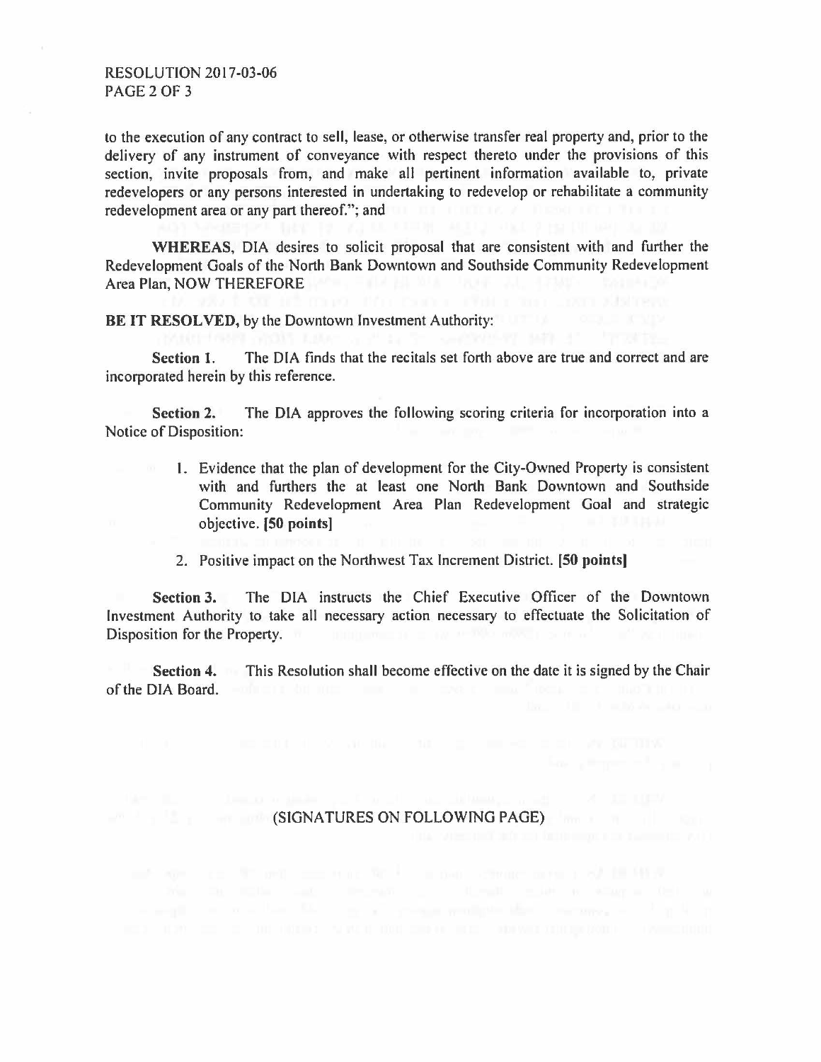to the execution of any contract to sell, lease, or otherwise transfer real property and, prior to the delivery of any instrument of conveyance with respect thereto under the provisions of this section, invite proposals from, and make all pertinent information available to, private redevelopers or any persons interested in undertaking to redevelop or rehabilitate a community redevelopment area or any part thereof."; and

**WHEREAS**, DIA desires to solicit proposal that are consistent with and further the Redevelopment Goals of the North Bank Downtown and Southside Community Redevelopment Area Plan, NOW THEREFORE

**BE IT RESOLVED,** by the Downtown Investment Authority:

**Section 1.** The DIA finds that the recitals set forth above are true and correct and are incorporated herein by this reference.

**Section 2.** The DIA approves the following scoring criteria for incorporation into a Notice of Disposition:

1. Evidence that the plan of development for the City-Owned Property is consistent with and furthers the at least one North Bank Downtown and Southside Community Redevelopment Area Plan Redevelopment Goal and strategic objective. **[50 points]**
2. Positive impact on the Northwest Tax Increment District. **[50 points]**

**Section 3.** The DIA instructs the Chief Executive Officer of the Downtown Investment Authority to take all necessary action necessary to effectuate the Solicitation of Disposition for the Property.

**Section 4.** This Resolution shall become effective on the date it is signed by the Chair of the DIA Board.

(SIGNATURES ON FOLLOWING PAGE)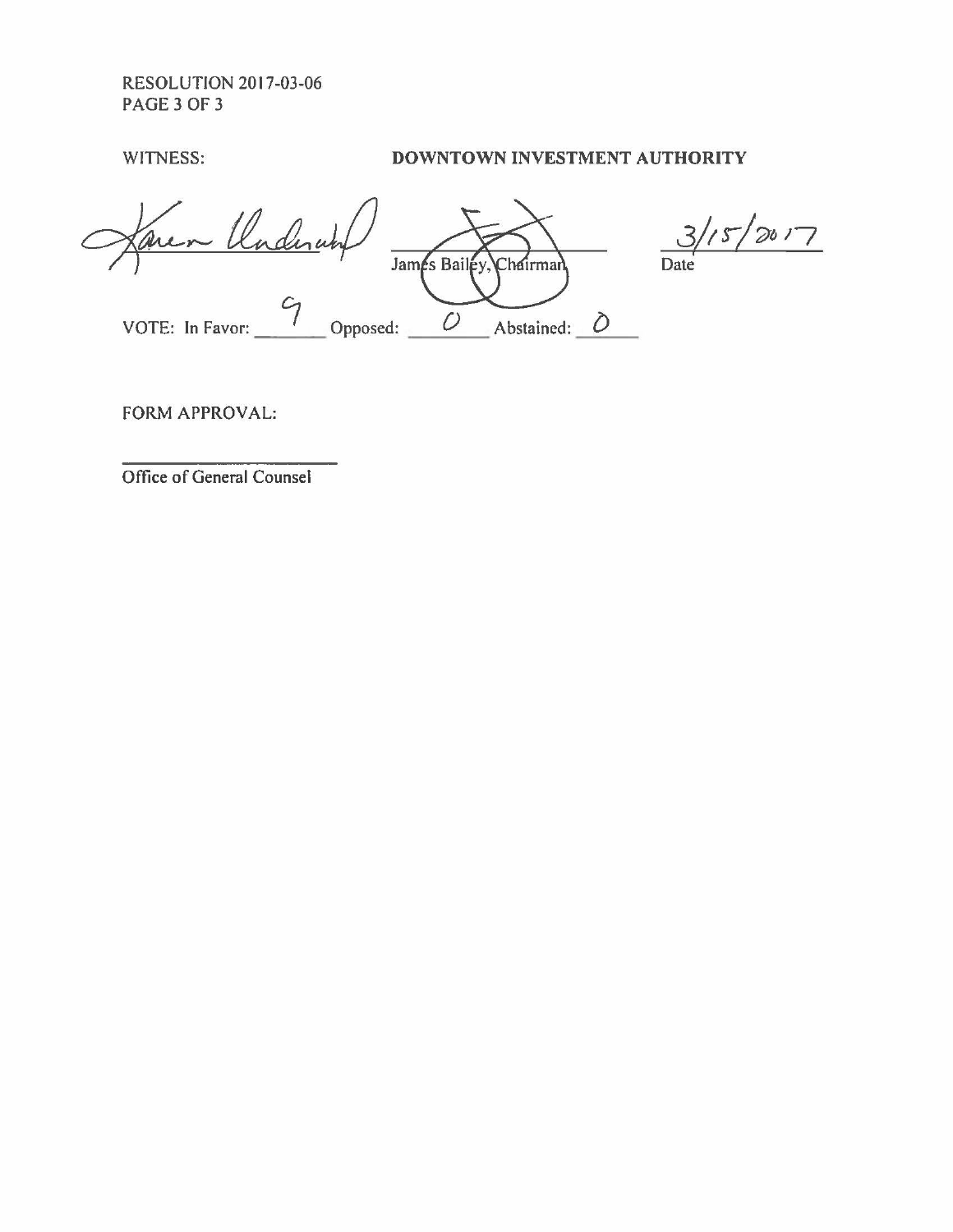RESOLUTION 2017-03-06
PAGE 3 OF 3

WITNESS: **DOWNTOWN INVESTMENT AUTHORITY**

Karen Underwood

James Bailey, Chairman

3/15/2017
Date

VOTE: In Favor: 9 Opposed: 0 Abstained: 0

FORM APPROVAL:

Office of General Counsel